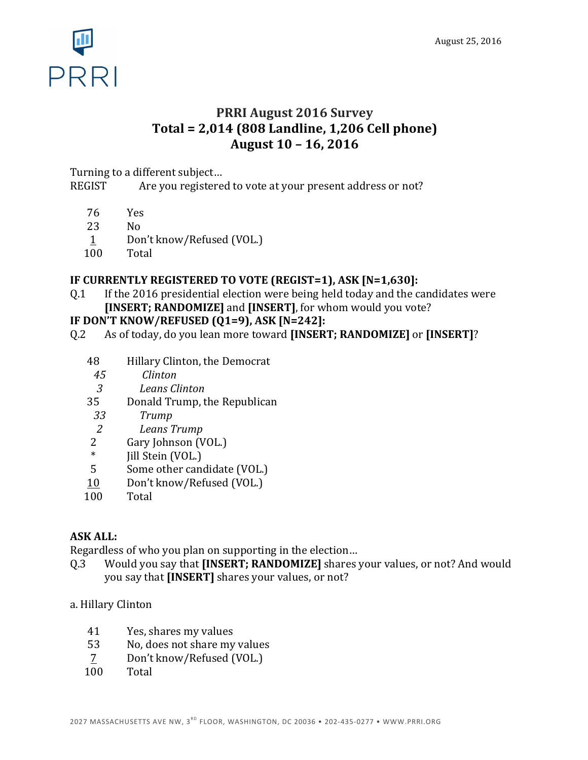PRRI

August 25, 2016

# PRRI August 2016 Survey
## Total = 2,014 (808 Landline, 1,206 Cell phone)
## August 10 – 16, 2016

Turning to a different subject…

REGIST Are you registered to vote at your present address or not?

| | |
|---|---|
| 76 | Yes |
| 23 | No |
| 1 | Don't know/Refused (VOL.) |
| 100 | Total |

**IF CURRENTLY REGISTERED TO VOTE (REGIST=1), ASK [N=1,630]:**

Q.1 If the 2016 presidential election were being held today and the candidates were **[INSERT; RANDOMIZE]** and **[INSERT]**, for whom would you vote?

**IF DON'T KNOW/REFUSED (Q1=9), ASK [N=242]:**

Q.2 As of today, do you lean more toward **[INSERT; RANDOMIZE]** or **[INSERT]**?

| | |
|---|---|
| 48 | Hillary Clinton, the Democrat |
| *45* | *Clinton* |
| *3* | *Leans Clinton* |
| 35 | Donald Trump, the Republican |
| *33* | *Trump* |
| *2* | *Leans Trump* |
| 2 | Gary Johnson (VOL.) |
| * | Jill Stein (VOL.) |
| 5 | Some other candidate (VOL.) |
| 10 | Don't know/Refused (VOL.) |
| 100 | Total |

**ASK ALL:**

Regardless of who you plan on supporting in the election…

Q.3 Would you say that **[INSERT; RANDOMIZE]** shares your values, or not? And would you say that **[INSERT]** shares your values, or not?

a. Hillary Clinton

| | |
|---|---|
| 41 | Yes, shares my values |
| 53 | No, does not share my values |
| 7 | Don't know/Refused (VOL.) |
| 100 | Total |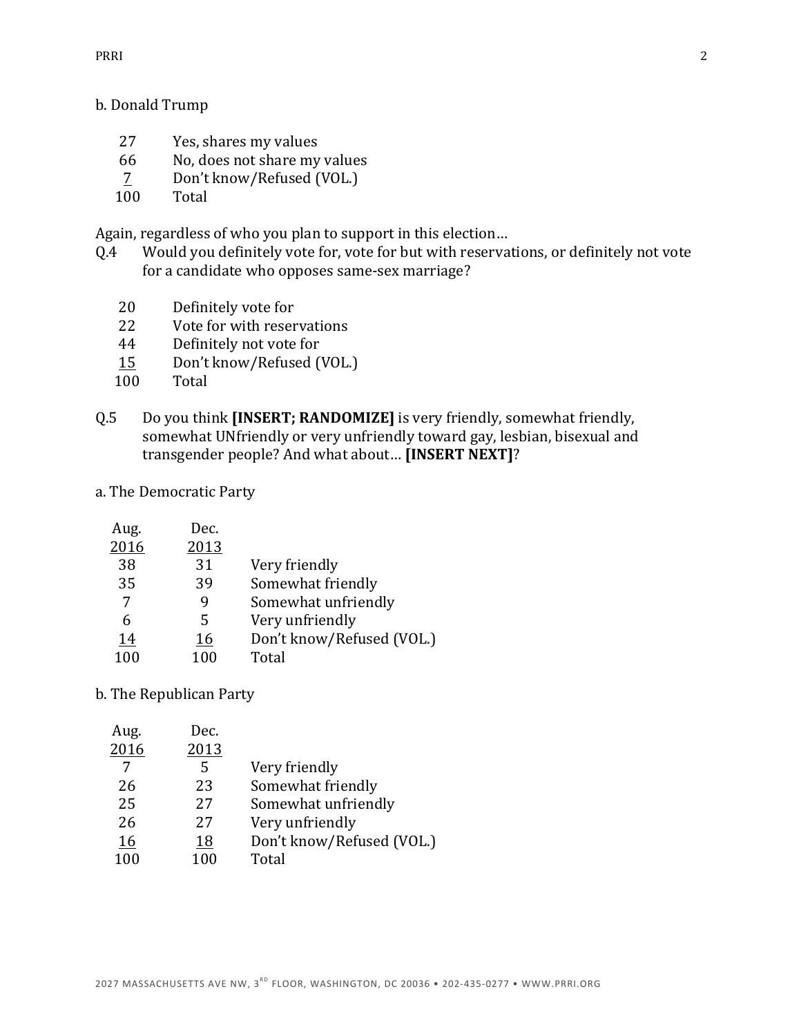b. Donald Trump

| | |
|---|---|
| 27 | Yes, shares my values |
| 66 | No, does not share my values |
| 7 | Don't know/Refused (VOL.) |
| 100 | Total |

Again, regardless of who you plan to support in this election…

Q.4 Would you definitely vote for, vote for but with reservations, or definitely not vote for a candidate who opposes same-sex marriage?

| | |
|---|---|
| 20 | Definitely vote for |
| 22 | Vote for with reservations |
| 44 | Definitely not vote for |
| 15 | Don't know/Refused (VOL.) |
| 100 | Total |

Q.5 Do you think **[INSERT; RANDOMIZE]** is very friendly, somewhat friendly, somewhat UNfriendly or very unfriendly toward gay, lesbian, bisexual and transgender people? And what about… **[INSERT NEXT]**?

a. The Democratic Party

| Aug. 2016 | Dec. 2013 | |
|---|---|---|
| 38 | 31 | Very friendly |
| 35 | 39 | Somewhat friendly |
| 7 | 9 | Somewhat unfriendly |
| 6 | 5 | Very unfriendly |
| 14 | 16 | Don't know/Refused (VOL.) |
| 100 | 100 | Total |

b. The Republican Party

| Aug. 2016 | Dec. 2013 | |
|---|---|---|
| 7 | 5 | Very friendly |
| 26 | 23 | Somewhat friendly |
| 25 | 27 | Somewhat unfriendly |
| 26 | 27 | Very unfriendly |
| 16 | 18 | Don't know/Refused (VOL.) |
| 100 | 100 | Total |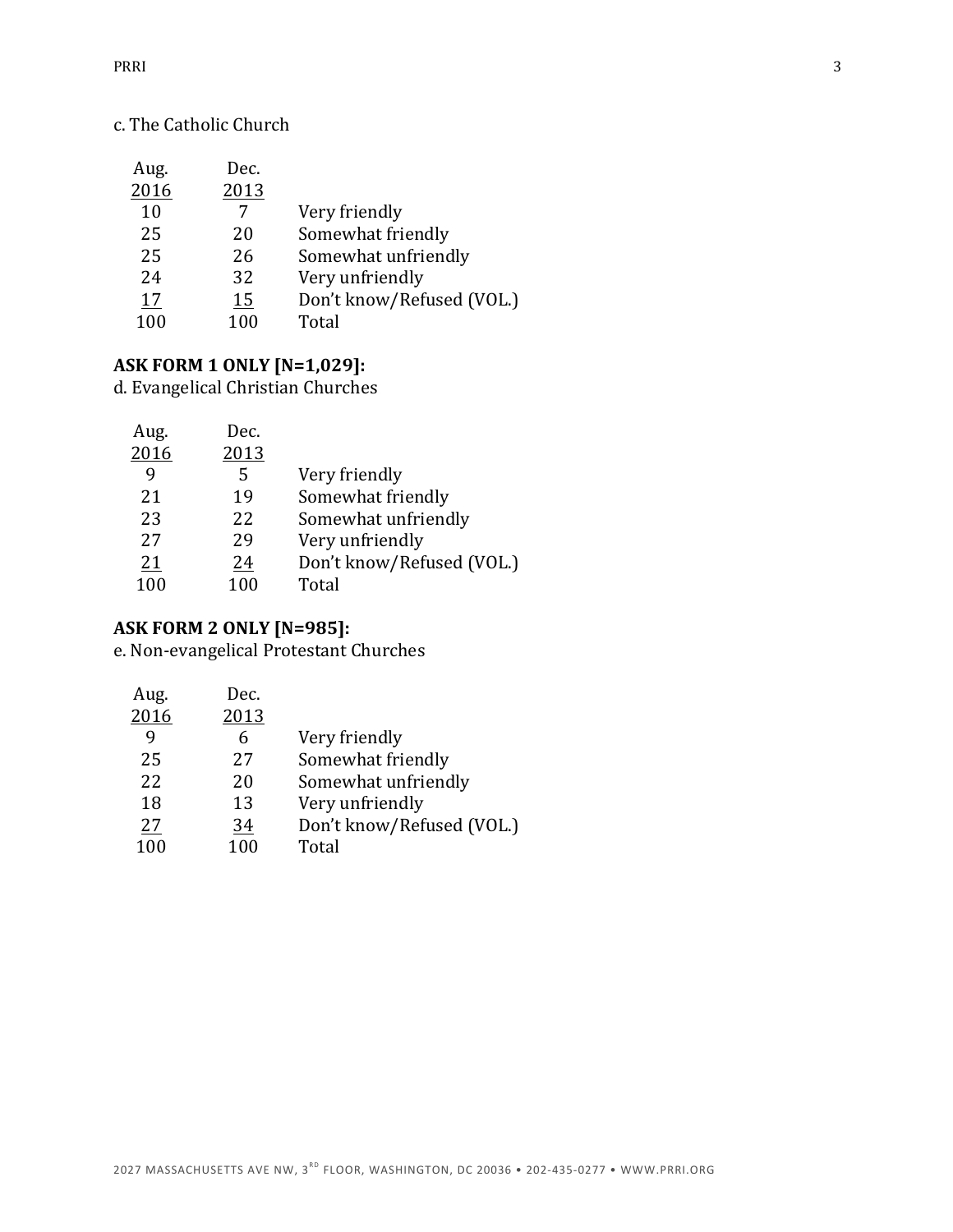c. The Catholic Church

| Aug. 2016 | Dec. 2013 | |
|---|---|---|
| 10 | 7 | Very friendly |
| 25 | 20 | Somewhat friendly |
| 25 | 26 | Somewhat unfriendly |
| 24 | 32 | Very unfriendly |
| 17 | 15 | Don't know/Refused (VOL.) |
| 100 | 100 | Total |

**ASK FORM 1 ONLY [N=1,029]:**
d. Evangelical Christian Churches

| Aug. 2016 | Dec. 2013 | |
|---|---|---|
| 9 | 5 | Very friendly |
| 21 | 19 | Somewhat friendly |
| 23 | 22 | Somewhat unfriendly |
| 27 | 29 | Very unfriendly |
| 21 | 24 | Don't know/Refused (VOL.) |
| 100 | 100 | Total |

**ASK FORM 2 ONLY [N=985]:**
e. Non-evangelical Protestant Churches

| Aug. 2016 | Dec. 2013 | |
|---|---|---|
| 9 | 6 | Very friendly |
| 25 | 27 | Somewhat friendly |
| 22 | 20 | Somewhat unfriendly |
| 18 | 13 | Very unfriendly |
| 27 | 34 | Don't know/Refused (VOL.) |
| 100 | 100 | Total |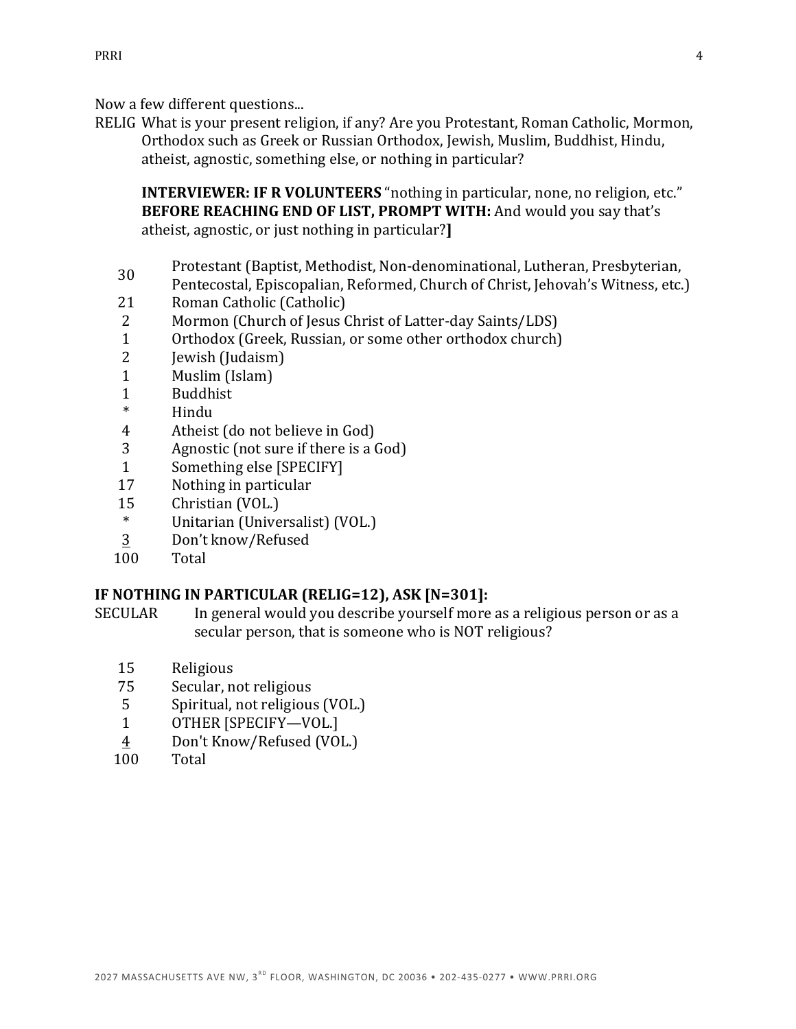Now a few different questions...

RELIG What is your present religion, if any? Are you Protestant, Roman Catholic, Mormon, Orthodox such as Greek or Russian Orthodox, Jewish, Muslim, Buddhist, Hindu, atheist, agnostic, something else, or nothing in particular?

**INTERVIEWER: IF R VOLUNTEERS** "nothing in particular, none, no religion, etc." **BEFORE REACHING END OF LIST, PROMPT WITH:** And would you say that's atheist, agnostic, or just nothing in particular?**]**

| | |
|---|---|
| 30 | Protestant (Baptist, Methodist, Non-denominational, Lutheran, Presbyterian, Pentecostal, Episcopalian, Reformed, Church of Christ, Jehovah's Witness, etc.) |
| 21 | Roman Catholic (Catholic) |
| 2 | Mormon (Church of Jesus Christ of Latter-day Saints/LDS) |
| 1 | Orthodox (Greek, Russian, or some other orthodox church) |
| 2 | Jewish (Judaism) |
| 1 | Muslim (Islam) |
| 1 | Buddhist |
| * | Hindu |
| 4 | Atheist (do not believe in God) |
| 3 | Agnostic (not sure if there is a God) |
| 1 | Something else [SPECIFY] |
| 17 | Nothing in particular |
| 15 | Christian (VOL.) |
| * | Unitarian (Universalist) (VOL.) |
| 3 | Don't know/Refused |
| 100 | Total |

**IF NOTHING IN PARTICULAR (RELIG=12), ASK [N=301]:**

SECULAR In general would you describe yourself more as a religious person or as a secular person, that is someone who is NOT religious?

| | |
|---|---|
| 15 | Religious |
| 75 | Secular, not religious |
| 5 | Spiritual, not religious (VOL.) |
| 1 | OTHER [SPECIFY—VOL.] |
| 4 | Don't Know/Refused (VOL.) |
| 100 | Total |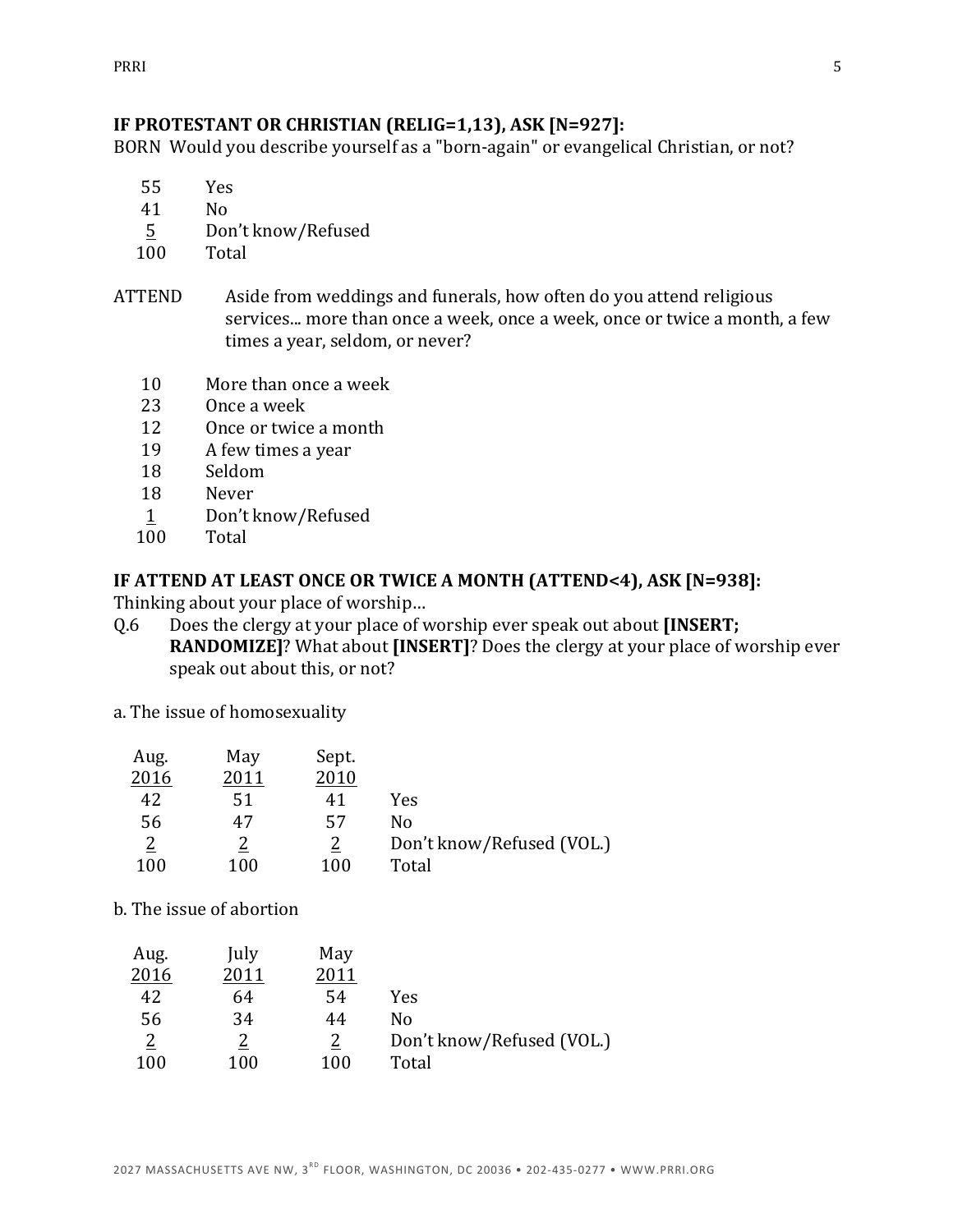**IF PROTESTANT OR CHRISTIAN (RELIG=1,13), ASK [N=927]:**

BORN Would you describe yourself as a "born-again" or evangelical Christian, or not?

| | |
|---|---|
| 55 | Yes |
| 41 | No |
| 5 | Don't know/Refused |
| 100 | Total |

ATTEND Aside from weddings and funerals, how often do you attend religious services... more than once a week, once a week, once or twice a month, a few times a year, seldom, or never?

| | |
|---|---|
| 10 | More than once a week |
| 23 | Once a week |
| 12 | Once or twice a month |
| 19 | A few times a year |
| 18 | Seldom |
| 18 | Never |
| 1 | Don't know/Refused |
| 100 | Total |

**IF ATTEND AT LEAST ONCE OR TWICE A MONTH (ATTEND<4), ASK [N=938]:**

Thinking about your place of worship…

Q.6 Does the clergy at your place of worship ever speak out about **[INSERT; RANDOMIZE]**? What about **[INSERT]**? Does the clergy at your place of worship ever speak out about this, or not?

a. The issue of homosexuality

| Aug. 2016 | May 2011 | Sept. 2010 | |
|---|---|---|---|
| 42 | 51 | 41 | Yes |
| 56 | 47 | 57 | No |
| 2 | 2 | 2 | Don't know/Refused (VOL.) |
| 100 | 100 | 100 | Total |

b. The issue of abortion

| Aug. 2016 | July 2011 | May 2011 | |
|---|---|---|---|
| 42 | 64 | 54 | Yes |
| 56 | 34 | 44 | No |
| 2 | 2 | 2 | Don't know/Refused (VOL.) |
| 100 | 100 | 100 | Total |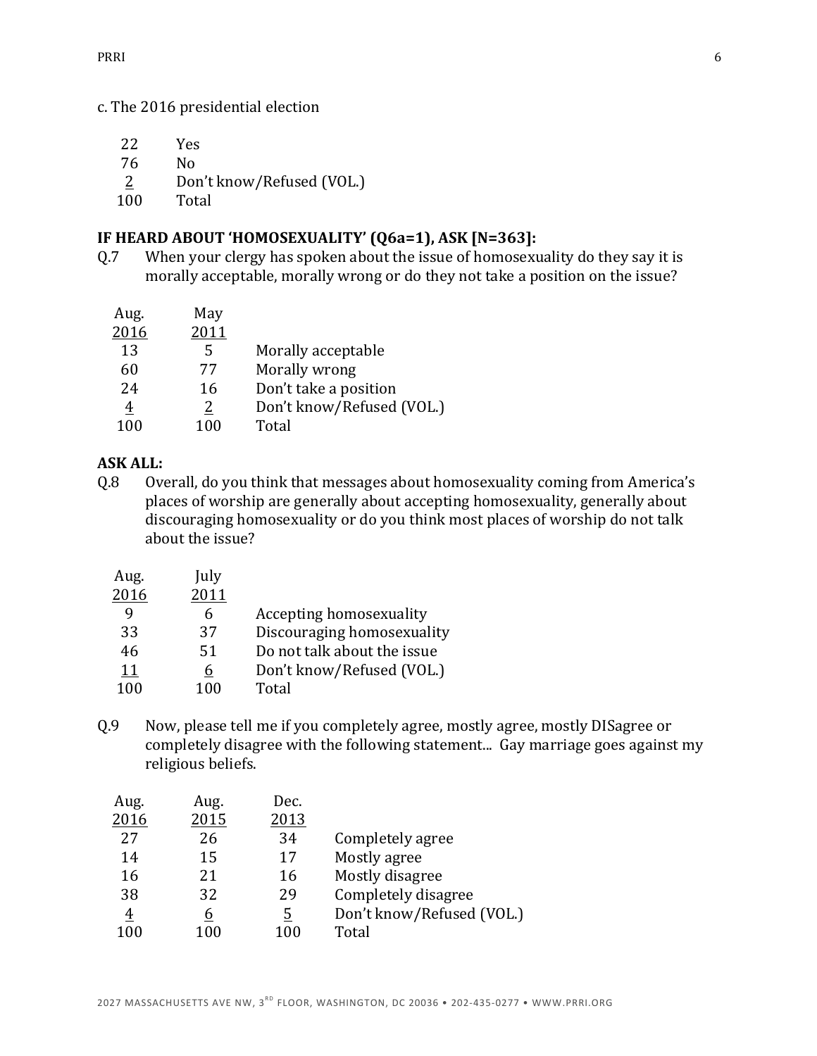c. The 2016 presidential election

| | |
|---|---|
| 22 | Yes |
| 76 | No |
| 2 | Don't know/Refused (VOL.) |
| 100 | Total |

**IF HEARD ABOUT 'HOMOSEXUALITY' (Q6a=1), ASK [N=363]:**

Q.7 When your clergy has spoken about the issue of homosexuality do they say it is morally acceptable, morally wrong or do they not take a position on the issue?

| Aug. 2016 | May 2011 | |
|---|---|---|
| 13 | 5 | Morally acceptable |
| 60 | 77 | Morally wrong |
| 24 | 16 | Don't take a position |
| 4 | 2 | Don't know/Refused (VOL.) |
| 100 | 100 | Total |

**ASK ALL:**

Q.8 Overall, do you think that messages about homosexuality coming from America's places of worship are generally about accepting homosexuality, generally about discouraging homosexuality or do you think most places of worship do not talk about the issue?

| Aug. 2016 | July 2011 | |
|---|---|---|
| 9 | 6 | Accepting homosexuality |
| 33 | 37 | Discouraging homosexuality |
| 46 | 51 | Do not talk about the issue |
| 11 | 6 | Don't know/Refused (VOL.) |
| 100 | 100 | Total |

Q.9 Now, please tell me if you completely agree, mostly agree, mostly DISagree or completely disagree with the following statement... Gay marriage goes against my religious beliefs.

| Aug. 2016 | Aug. 2015 | Dec. 2013 | |
|---|---|---|---|
| 27 | 26 | 34 | Completely agree |
| 14 | 15 | 17 | Mostly agree |
| 16 | 21 | 16 | Mostly disagree |
| 38 | 32 | 29 | Completely disagree |
| 4 | 6 | 5 | Don't know/Refused (VOL.) |
| 100 | 100 | 100 | Total |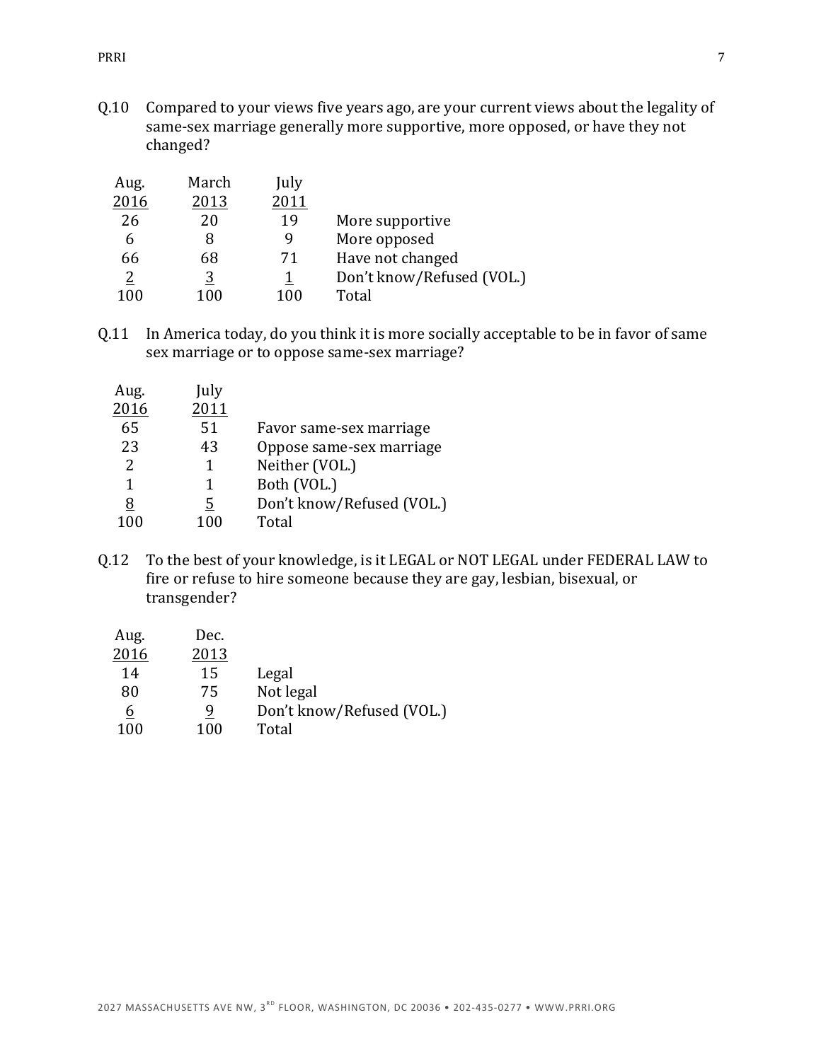Q.10 Compared to your views five years ago, are your current views about the legality of same-sex marriage generally more supportive, more opposed, or have they not changed?

| Aug. 2016 | March 2013 | July 2011 | |
|---|---|---|---|
| 26 | 20 | 19 | More supportive |
| 6 | 8 | 9 | More opposed |
| 66 | 68 | 71 | Have not changed |
| 2 | 3 | 1 | Don't know/Refused (VOL.) |
| 100 | 100 | 100 | Total |

Q.11 In America today, do you think it is more socially acceptable to be in favor of same sex marriage or to oppose same-sex marriage?

| Aug. 2016 | July 2011 | |
|---|---|---|
| 65 | 51 | Favor same-sex marriage |
| 23 | 43 | Oppose same-sex marriage |
| 2 | 1 | Neither (VOL.) |
| 1 | 1 | Both (VOL.) |
| 8 | 5 | Don't know/Refused (VOL.) |
| 100 | 100 | Total |

Q.12 To the best of your knowledge, is it LEGAL or NOT LEGAL under FEDERAL LAW to fire or refuse to hire someone because they are gay, lesbian, bisexual, or transgender?

| Aug. 2016 | Dec. 2013 | |
|---|---|---|
| 14 | 15 | Legal |
| 80 | 75 | Not legal |
| 6 | 9 | Don't know/Refused (VOL.) |
| 100 | 100 | Total |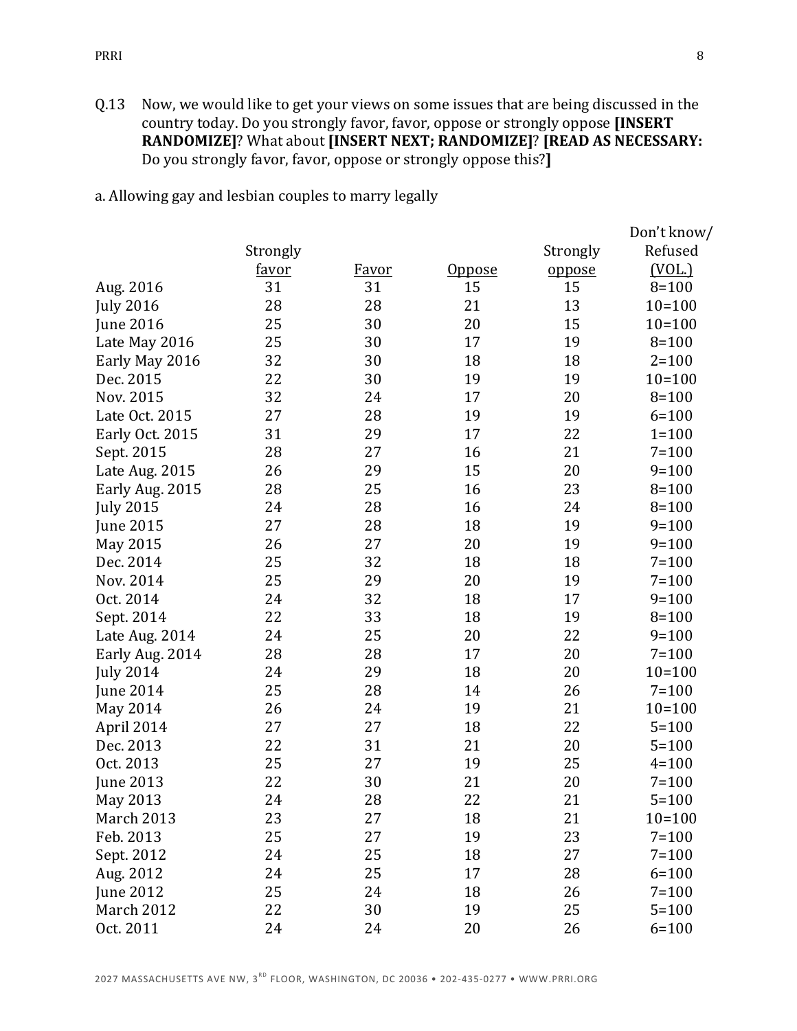Q.13 Now, we would like to get your views on some issues that are being discussed in the country today. Do you strongly favor, favor, oppose or strongly oppose **[INSERT RANDOMIZE]**? What about **[INSERT NEXT; RANDOMIZE]**? **[READ AS NECESSARY:** Do you strongly favor, favor, oppose or strongly oppose this?**]**

a. Allowing gay and lesbian couples to marry legally

| | Strongly favor | Favor | Oppose | Strongly oppose | Don't know/ Refused (VOL.) |
|---|---|---|---|---|---|
| Aug. 2016 | 31 | 31 | 15 | 15 | 8=100 |
| July 2016 | 28 | 28 | 21 | 13 | 10=100 |
| June 2016 | 25 | 30 | 20 | 15 | 10=100 |
| Late May 2016 | 25 | 30 | 17 | 19 | 8=100 |
| Early May 2016 | 32 | 30 | 18 | 18 | 2=100 |
| Dec. 2015 | 22 | 30 | 19 | 19 | 10=100 |
| Nov. 2015 | 32 | 24 | 17 | 20 | 8=100 |
| Late Oct. 2015 | 27 | 28 | 19 | 19 | 6=100 |
| Early Oct. 2015 | 31 | 29 | 17 | 22 | 1=100 |
| Sept. 2015 | 28 | 27 | 16 | 21 | 7=100 |
| Late Aug. 2015 | 26 | 29 | 15 | 20 | 9=100 |
| Early Aug. 2015 | 28 | 25 | 16 | 23 | 8=100 |
| July 2015 | 24 | 28 | 16 | 24 | 8=100 |
| June 2015 | 27 | 28 | 18 | 19 | 9=100 |
| May 2015 | 26 | 27 | 20 | 19 | 9=100 |
| Dec. 2014 | 25 | 32 | 18 | 18 | 7=100 |
| Nov. 2014 | 25 | 29 | 20 | 19 | 7=100 |
| Oct. 2014 | 24 | 32 | 18 | 17 | 9=100 |
| Sept. 2014 | 22 | 33 | 18 | 19 | 8=100 |
| Late Aug. 2014 | 24 | 25 | 20 | 22 | 9=100 |
| Early Aug. 2014 | 28 | 28 | 17 | 20 | 7=100 |
| July 2014 | 24 | 29 | 18 | 20 | 10=100 |
| June 2014 | 25 | 28 | 14 | 26 | 7=100 |
| May 2014 | 26 | 24 | 19 | 21 | 10=100 |
| April 2014 | 27 | 27 | 18 | 22 | 5=100 |
| Dec. 2013 | 22 | 31 | 21 | 20 | 5=100 |
| Oct. 2013 | 25 | 27 | 19 | 25 | 4=100 |
| June 2013 | 22 | 30 | 21 | 20 | 7=100 |
| May 2013 | 24 | 28 | 22 | 21 | 5=100 |
| March 2013 | 23 | 27 | 18 | 21 | 10=100 |
| Feb. 2013 | 25 | 27 | 19 | 23 | 7=100 |
| Sept. 2012 | 24 | 25 | 18 | 27 | 7=100 |
| Aug. 2012 | 24 | 25 | 17 | 28 | 6=100 |
| June 2012 | 25 | 24 | 18 | 26 | 7=100 |
| March 2012 | 22 | 30 | 19 | 25 | 5=100 |
| Oct. 2011 | 24 | 24 | 20 | 26 | 6=100 |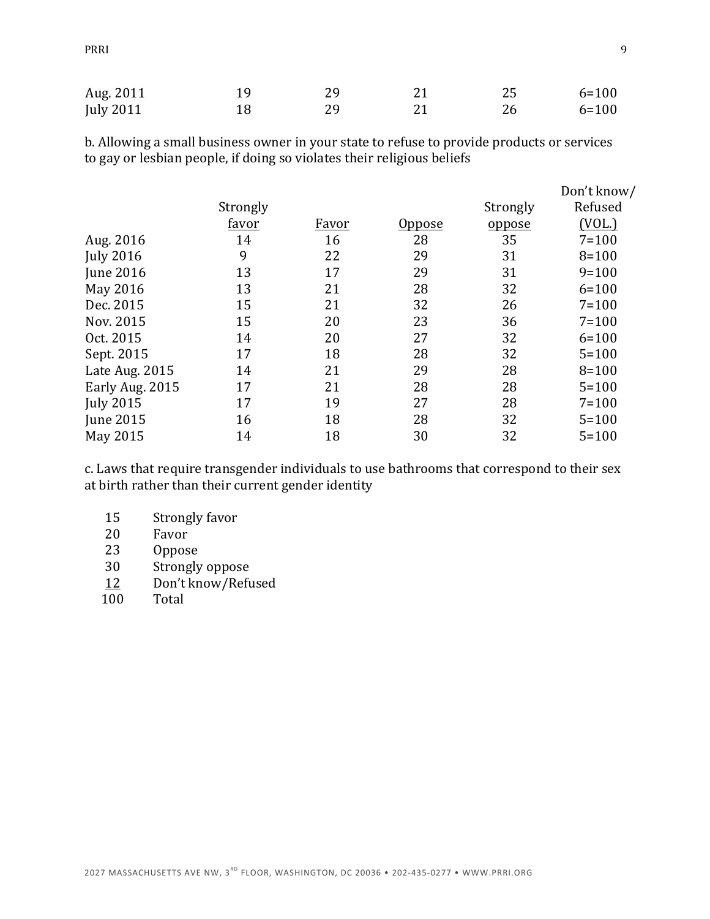| | | | | | |
|---|---|---|---|---|---|
| Aug. 2011 | 19 | 29 | 21 | 25 | 6=100 |
| July 2011 | 18 | 29 | 21 | 26 | 6=100 |

b. Allowing a small business owner in your state to refuse to provide products or services to gay or lesbian people, if doing so violates their religious beliefs

| | Strongly favor | Favor | Oppose | Strongly oppose | Don't know/ Refused (VOL.) |
|---|---|---|---|---|---|
| Aug. 2016 | 14 | 16 | 28 | 35 | 7=100 |
| July 2016 | 9 | 22 | 29 | 31 | 8=100 |
| June 2016 | 13 | 17 | 29 | 31 | 9=100 |
| May 2016 | 13 | 21 | 28 | 32 | 6=100 |
| Dec. 2015 | 15 | 21 | 32 | 26 | 7=100 |
| Nov. 2015 | 15 | 20 | 23 | 36 | 7=100 |
| Oct. 2015 | 14 | 20 | 27 | 32 | 6=100 |
| Sept. 2015 | 17 | 18 | 28 | 32 | 5=100 |
| Late Aug. 2015 | 14 | 21 | 29 | 28 | 8=100 |
| Early Aug. 2015 | 17 | 21 | 28 | 28 | 5=100 |
| July 2015 | 17 | 19 | 27 | 28 | 7=100 |
| June 2015 | 16 | 18 | 28 | 32 | 5=100 |
| May 2015 | 14 | 18 | 30 | 32 | 5=100 |

c. Laws that require transgender individuals to use bathrooms that correspond to their sex at birth rather than their current gender identity

| | |
|---|---|
| 15 | Strongly favor |
| 20 | Favor |
| 23 | Oppose |
| 30 | Strongly oppose |
| 12 | Don't know/Refused |
| 100 | Total |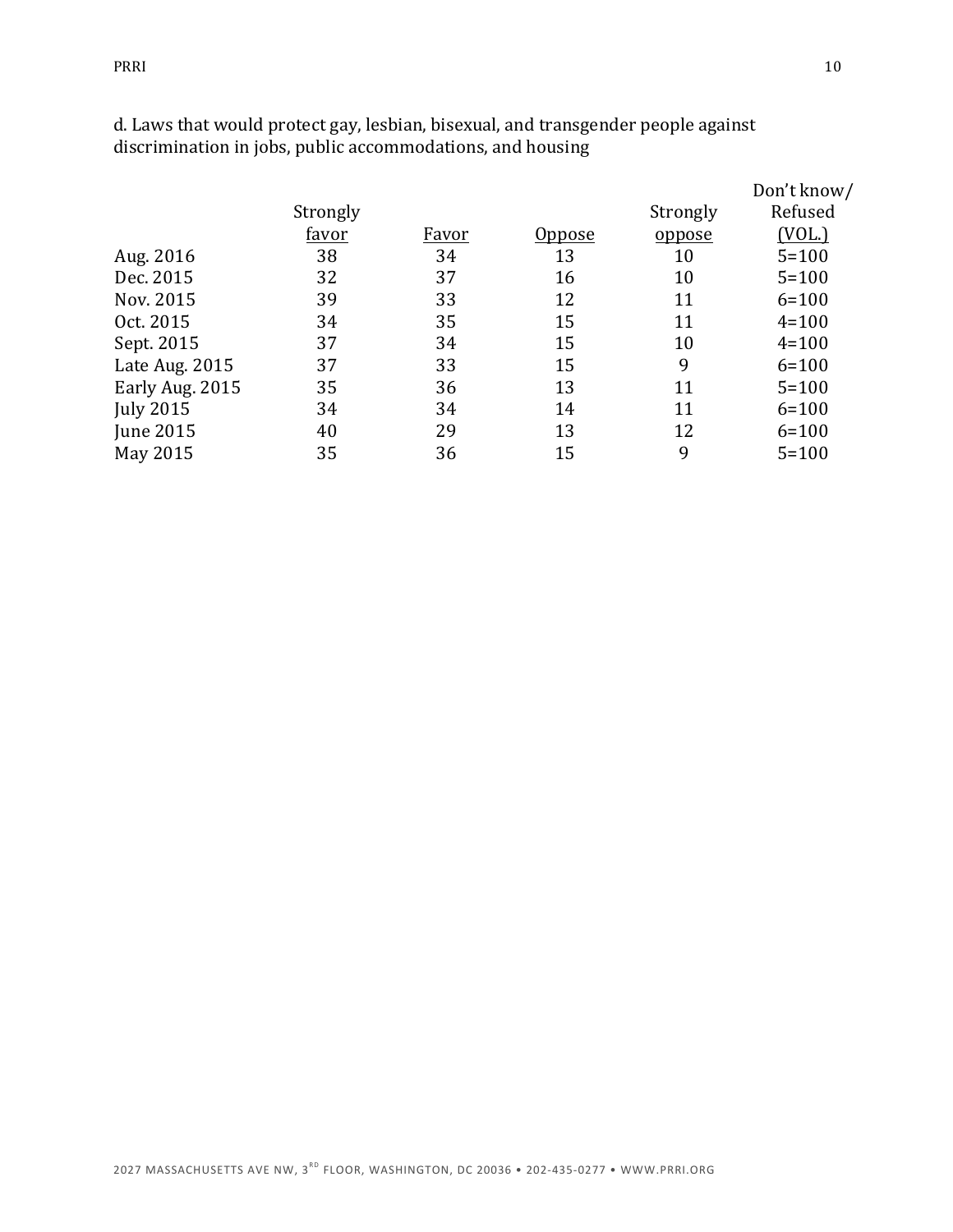d. Laws that would protect gay, lesbian, bisexual, and transgender people against discrimination in jobs, public accommodations, and housing

| | Strongly favor | Favor | Oppose | Strongly oppose | Don't know/ Refused (VOL.) |
|---|---|---|---|---|---|
| Aug. 2016 | 38 | 34 | 13 | 10 | 5=100 |
| Dec. 2015 | 32 | 37 | 16 | 10 | 5=100 |
| Nov. 2015 | 39 | 33 | 12 | 11 | 6=100 |
| Oct. 2015 | 34 | 35 | 15 | 11 | 4=100 |
| Sept. 2015 | 37 | 34 | 15 | 10 | 4=100 |
| Late Aug. 2015 | 37 | 33 | 15 | 9 | 6=100 |
| Early Aug. 2015 | 35 | 36 | 13 | 11 | 5=100 |
| July 2015 | 34 | 34 | 14 | 11 | 6=100 |
| June 2015 | 40 | 29 | 13 | 12 | 6=100 |
| May 2015 | 35 | 36 | 15 | 9 | 5=100 |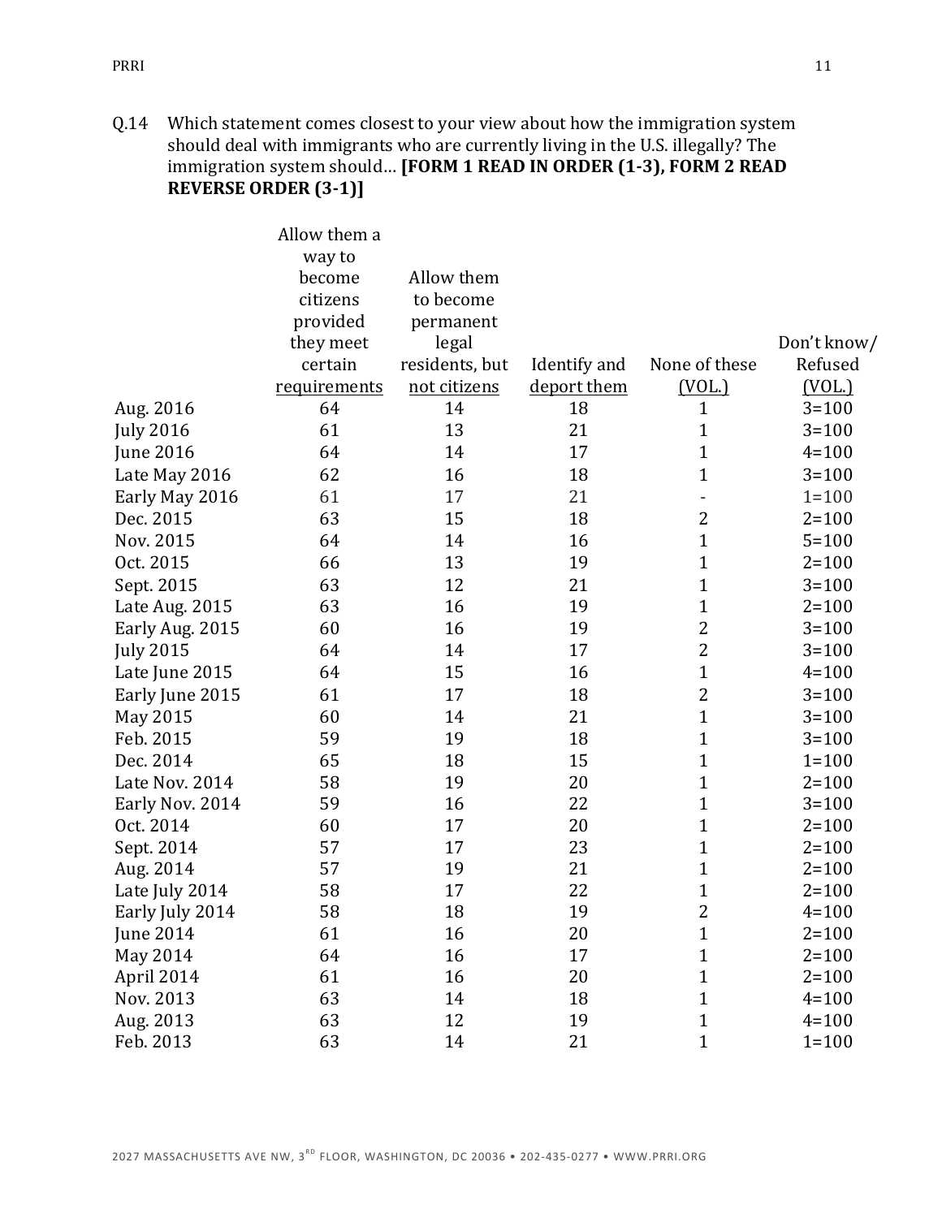Q.14 Which statement comes closest to your view about how the immigration system should deal with immigrants who are currently living in the U.S. illegally? The immigration system should… **[FORM 1 READ IN ORDER (1-3), FORM 2 READ REVERSE ORDER (3-1)]**

| | Allow them a way to become citizens provided they meet certain requirements | Allow them to become permanent legal residents, but not citizens | Identify and deport them | None of these (VOL.) | Don't know/ Refused (VOL.) |
|---|---|---|---|---|---|
| Aug. 2016 | 64 | 14 | 18 | 1 | 3=100 |
| July 2016 | 61 | 13 | 21 | 1 | 3=100 |
| June 2016 | 64 | 14 | 17 | 1 | 4=100 |
| Late May 2016 | 62 | 16 | 18 | 1 | 3=100 |
| Early May 2016 | 61 | 17 | 21 | - | 1=100 |
| Dec. 2015 | 63 | 15 | 18 | 2 | 2=100 |
| Nov. 2015 | 64 | 14 | 16 | 1 | 5=100 |
| Oct. 2015 | 66 | 13 | 19 | 1 | 2=100 |
| Sept. 2015 | 63 | 12 | 21 | 1 | 3=100 |
| Late Aug. 2015 | 63 | 16 | 19 | 1 | 2=100 |
| Early Aug. 2015 | 60 | 16 | 19 | 2 | 3=100 |
| July 2015 | 64 | 14 | 17 | 2 | 3=100 |
| Late June 2015 | 64 | 15 | 16 | 1 | 4=100 |
| Early June 2015 | 61 | 17 | 18 | 2 | 3=100 |
| May 2015 | 60 | 14 | 21 | 1 | 3=100 |
| Feb. 2015 | 59 | 19 | 18 | 1 | 3=100 |
| Dec. 2014 | 65 | 18 | 15 | 1 | 1=100 |
| Late Nov. 2014 | 58 | 19 | 20 | 1 | 2=100 |
| Early Nov. 2014 | 59 | 16 | 22 | 1 | 3=100 |
| Oct. 2014 | 60 | 17 | 20 | 1 | 2=100 |
| Sept. 2014 | 57 | 17 | 23 | 1 | 2=100 |
| Aug. 2014 | 57 | 19 | 21 | 1 | 2=100 |
| Late July 2014 | 58 | 17 | 22 | 1 | 2=100 |
| Early July 2014 | 58 | 18 | 19 | 2 | 4=100 |
| June 2014 | 61 | 16 | 20 | 1 | 2=100 |
| May 2014 | 64 | 16 | 17 | 1 | 2=100 |
| April 2014 | 61 | 16 | 20 | 1 | 2=100 |
| Nov. 2013 | 63 | 14 | 18 | 1 | 4=100 |
| Aug. 2013 | 63 | 12 | 19 | 1 | 4=100 |
| Feb. 2013 | 63 | 14 | 21 | 1 | 1=100 |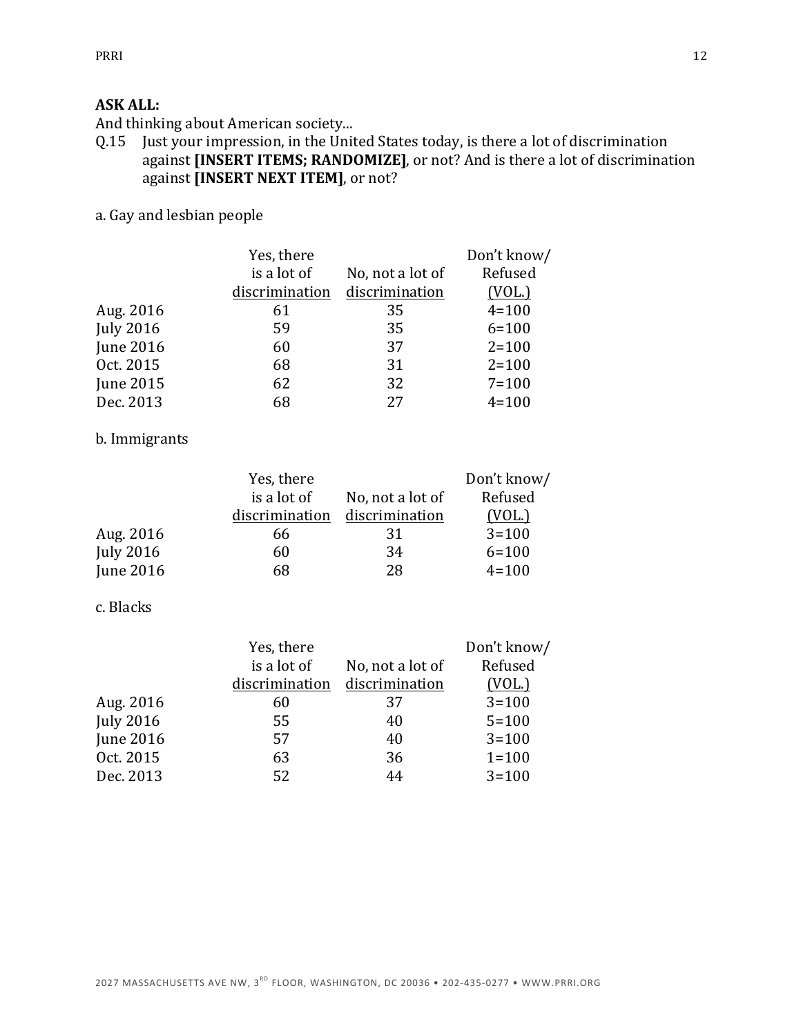**ASK ALL:**

And thinking about American society...

Q.15 Just your impression, in the United States today, is there a lot of discrimination against **[INSERT ITEMS; RANDOMIZE]**, or not? And is there a lot of discrimination against **[INSERT NEXT ITEM]**, or not?

a. Gay and lesbian people

| | Yes, there is a lot of discrimination | No, not a lot of discrimination | Don't know/ Refused (VOL.) |
|---|---|---|---|
| Aug. 2016 | 61 | 35 | 4=100 |
| July 2016 | 59 | 35 | 6=100 |
| June 2016 | 60 | 37 | 2=100 |
| Oct. 2015 | 68 | 31 | 2=100 |
| June 2015 | 62 | 32 | 7=100 |
| Dec. 2013 | 68 | 27 | 4=100 |

b. Immigrants

| | Yes, there is a lot of discrimination | No, not a lot of discrimination | Don't know/ Refused (VOL.) |
|---|---|---|---|
| Aug. 2016 | 66 | 31 | 3=100 |
| July 2016 | 60 | 34 | 6=100 |
| June 2016 | 68 | 28 | 4=100 |

c. Blacks

| | Yes, there is a lot of discrimination | No, not a lot of discrimination | Don't know/ Refused (VOL.) |
|---|---|---|---|
| Aug. 2016 | 60 | 37 | 3=100 |
| July 2016 | 55 | 40 | 5=100 |
| June 2016 | 57 | 40 | 3=100 |
| Oct. 2015 | 63 | 36 | 1=100 |
| Dec. 2013 | 52 | 44 | 3=100 |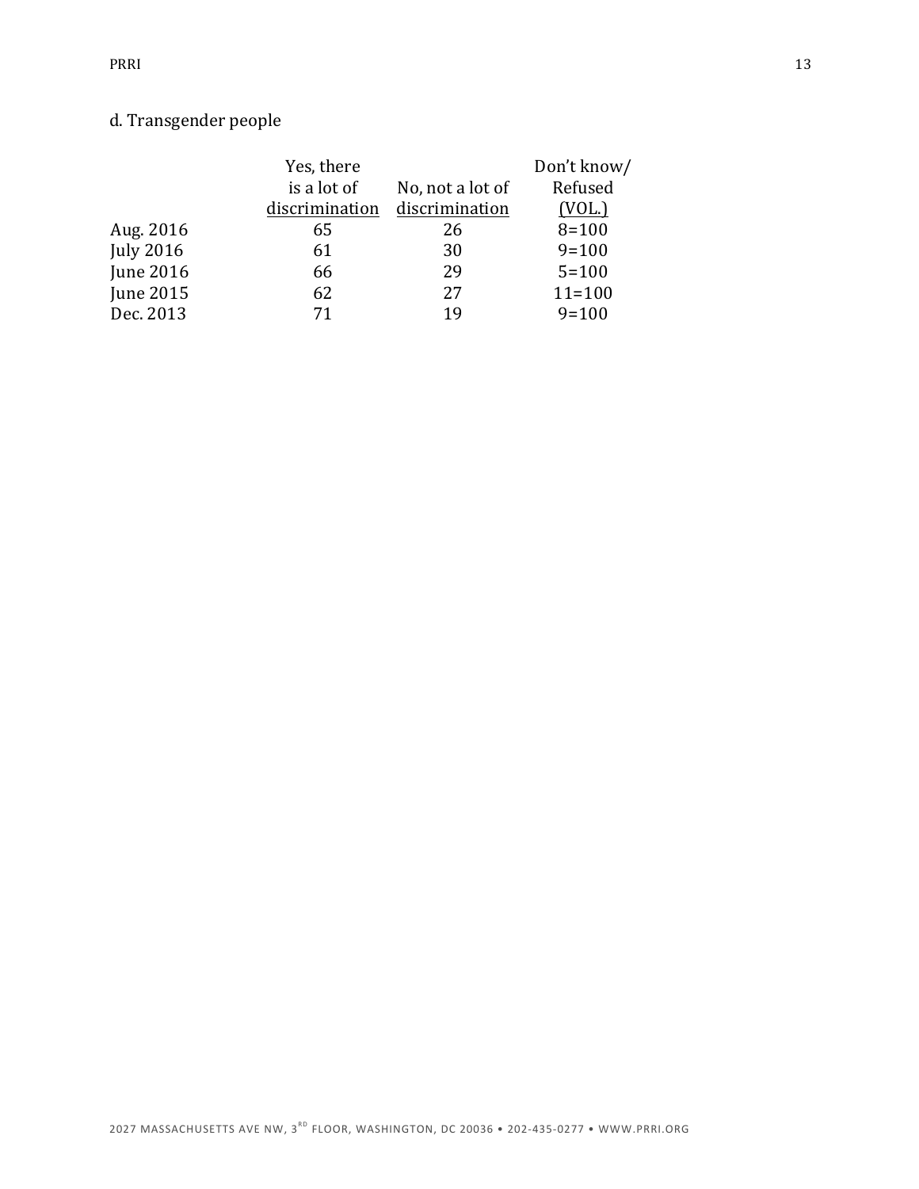d. Transgender people

| | Yes, there is a lot of discrimination | No, not a lot of discrimination | Don't know/ Refused (VOL.) |
|---|---|---|---|
| Aug. 2016 | 65 | 26 | 8=100 |
| July 2016 | 61 | 30 | 9=100 |
| June 2016 | 66 | 29 | 5=100 |
| June 2015 | 62 | 27 | 11=100 |
| Dec. 2013 | 71 | 19 | 9=100 |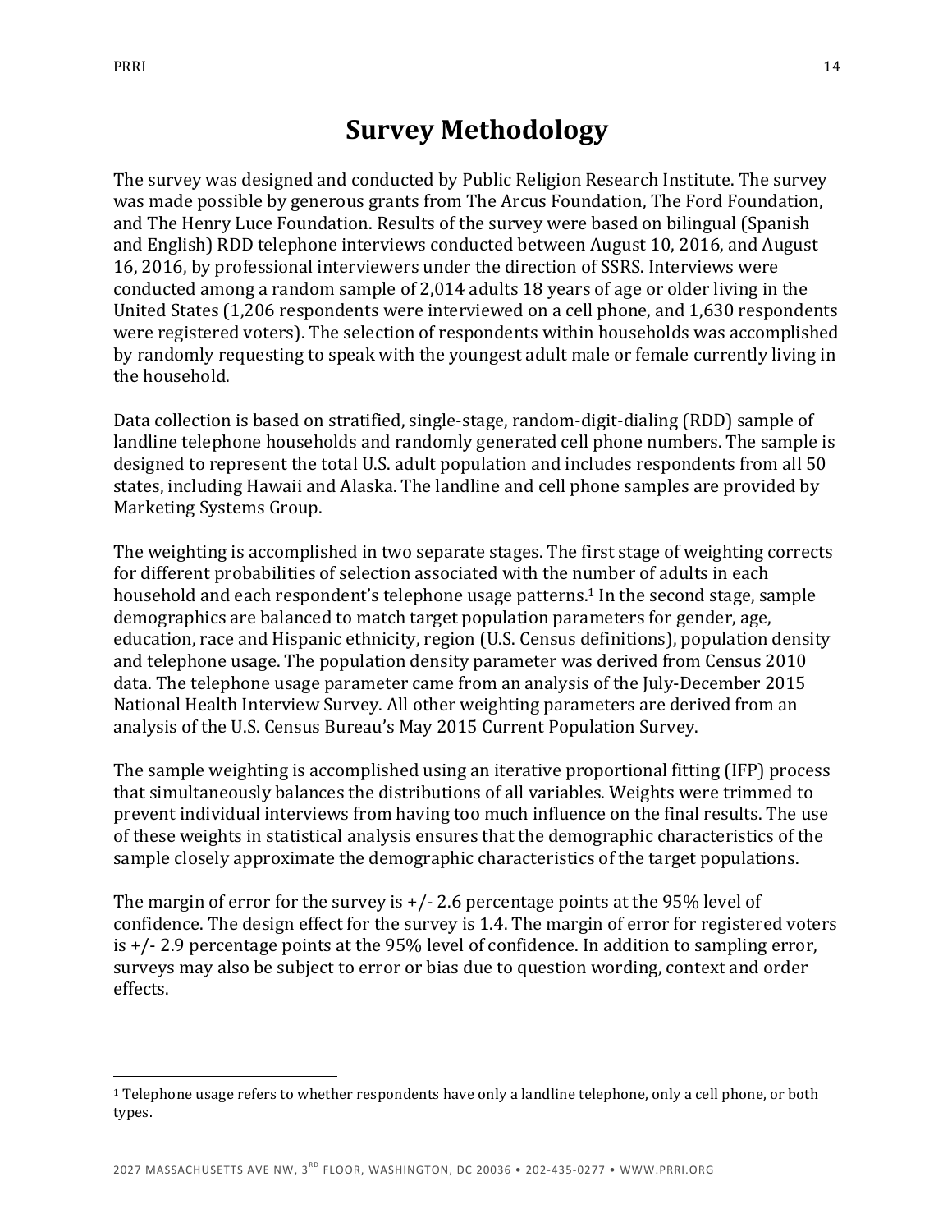# Survey Methodology

The survey was designed and conducted by Public Religion Research Institute. The survey was made possible by generous grants from The Arcus Foundation, The Ford Foundation, and The Henry Luce Foundation. Results of the survey were based on bilingual (Spanish and English) RDD telephone interviews conducted between August 10, 2016, and August 16, 2016, by professional interviewers under the direction of SSRS. Interviews were conducted among a random sample of 2,014 adults 18 years of age or older living in the United States (1,206 respondents were interviewed on a cell phone, and 1,630 respondents were registered voters). The selection of respondents within households was accomplished by randomly requesting to speak with the youngest adult male or female currently living in the household.

Data collection is based on stratified, single-stage, random-digit-dialing (RDD) sample of landline telephone households and randomly generated cell phone numbers. The sample is designed to represent the total U.S. adult population and includes respondents from all 50 states, including Hawaii and Alaska. The landline and cell phone samples are provided by Marketing Systems Group.

The weighting is accomplished in two separate stages. The first stage of weighting corrects for different probabilities of selection associated with the number of adults in each household and each respondent's telephone usage patterns.[1] In the second stage, sample demographics are balanced to match target population parameters for gender, age, education, race and Hispanic ethnicity, region (U.S. Census definitions), population density and telephone usage. The population density parameter was derived from Census 2010 data. The telephone usage parameter came from an analysis of the July-December 2015 National Health Interview Survey. All other weighting parameters are derived from an analysis of the U.S. Census Bureau's May 2015 Current Population Survey.

The sample weighting is accomplished using an iterative proportional fitting (IFP) process that simultaneously balances the distributions of all variables. Weights were trimmed to prevent individual interviews from having too much influence on the final results. The use of these weights in statistical analysis ensures that the demographic characteristics of the sample closely approximate the demographic characteristics of the target populations.

The margin of error for the survey is +/- 2.6 percentage points at the 95% level of confidence. The design effect for the survey is 1.4. The margin of error for registered voters is +/- 2.9 percentage points at the 95% level of confidence. In addition to sampling error, surveys may also be subject to error or bias due to question wording, context and order effects.

---

[1] Telephone usage refers to whether respondents have only a landline telephone, only a cell phone, or both types.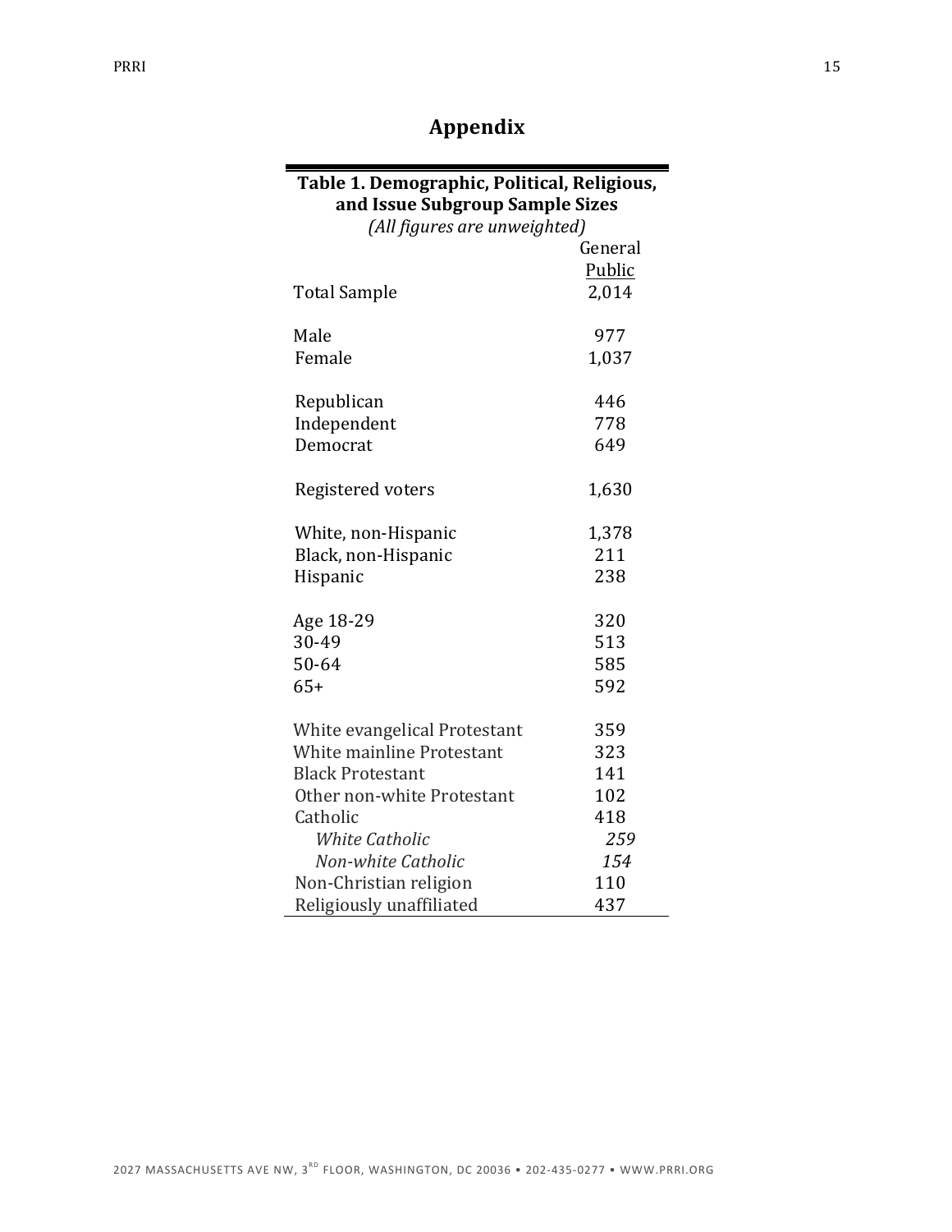# Appendix

**Table 1. Demographic, Political, Religious, and Issue Subgroup Sample Sizes**

*(All figures are unweighted)*

| | General Public |
|---|---|
| Total Sample | 2,014 |
| | |
| Male | 977 |
| Female | 1,037 |
| | |
| Republican | 446 |
| Independent | 778 |
| Democrat | 649 |
| | |
| Registered voters | 1,630 |
| | |
| White, non-Hispanic | 1,378 |
| Black, non-Hispanic | 211 |
| Hispanic | 238 |
| | |
| Age 18-29 | 320 |
| 30-49 | 513 |
| 50-64 | 585 |
| 65+ | 592 |
| | |
| White evangelical Protestant | 359 |
| White mainline Protestant | 323 |
| Black Protestant | 141 |
| Other non-white Protestant | 102 |
| Catholic | 418 |
| *White Catholic* | *259* |
| *Non-white Catholic* | *154* |
| Non-Christian religion | 110 |
| Religiously unaffiliated | 437 |